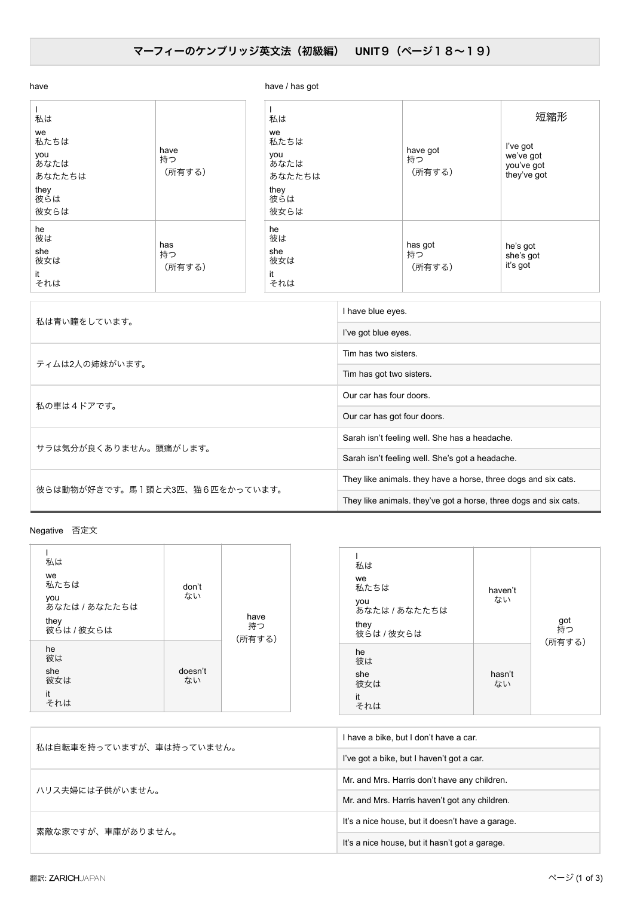# マーフィーのケンブリッジ英文法（初級編）　UNIT９（ページ１８〜１９）

have

| | |
|---|---|
| I 私は<br>we 私たちは<br>you あなたは あなたたちは<br>they 彼らは 彼女らは | have 持つ （所有する） |
| he 彼は<br>she 彼女は<br>it それは | has 持つ （所有する） |

have / has got

| | | 短縮形 |
|---|---|---|
| I 私は<br>we 私たちは<br>you あなたは あなたたちは<br>they 彼らは 彼女らは | have got 持つ （所有する） | I've got<br>we've got<br>you've got<br>they've got |
| he 彼は<br>she 彼女は<br>it それは | has got 持つ （所有する） | he's got<br>she's got<br>it's got |

| | |
|---|---|
| 私は青い瞳をしています。 | I have blue eyes. |
| | I've got blue eyes. |
| ティムは2人の姉妹がいます。 | Tim has two sisters. |
| | Tim has got two sisters. |
| 私の車は４ドアです。 | Our car has four doors. |
| | Our car has got four doors. |
| サラは気分が良くありません。頭痛がします。 | Sarah isn't feeling well. She has a headache. |
| | Sarah isn't feeling well. She's got a headache. |
| 彼らは動物が好きです。馬１頭と犬3匹、猫６匹をかっています。 | They like animals. they have a horse, three dogs and six cats. |
| | They like animals. they've got a horse, three dogs and six cats. |

Negative　否定文

| | | |
|---|---|---|
| I 私は<br>we 私たちは<br>you あなたは / あなたたちは<br>they 彼らは / 彼女らは | don't ない | have 持つ （所有する） |
| he 彼は<br>she 彼女は<br>it それは | doesn't ない | |

| | | |
|---|---|---|
| I 私は<br>we 私たちは<br>you あなたは / あなたたちは<br>they 彼らは / 彼女らは | haven't ない | got 持つ （所有する） |
| he 彼は<br>she 彼女は<br>it それは | hasn't ない | |

| | |
|---|---|
| 私は自転車を持っていますが、車は持っていません。 | I have a bike, but I don't have a car. |
| | I've got a bike, but I haven't got a car. |
| ハリス夫婦には子供がいません。 | Mr. and Mrs. Harris don't have any children. |
| | Mr. and Mrs. Harris haven't got any children. |
| 素敵な家ですが、車庫がありません。 | It's a nice house, but it doesn't have a garage. |
| | It's a nice house, but it hasn't got a garage. |

翻訳: ZARICHJAPAN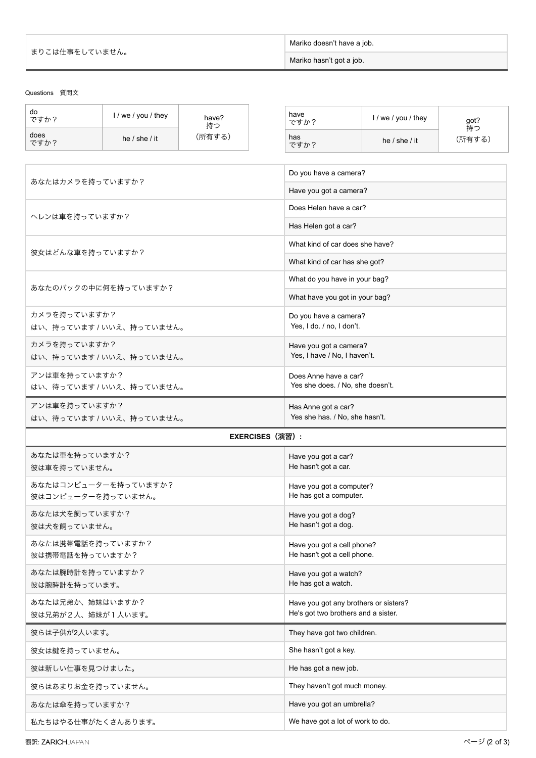| まりこは仕事をしていません。 | Mariko doesn't have a job. |
| --- | --- |
| | Mariko hasn't got a job. |

Questions　質問文

| do<br>ですか？ | I / we / you / they | have?<br>持つ<br>（所有する） |
| --- | --- | --- |
| does<br>ですか？ | he / she / it | |

| have<br>ですか？ | I / we / you / they | got?<br>持つ<br>（所有する） |
| --- | --- | --- |
| has<br>ですか？ | he / she / it | |

| あなたはカメラを持っていますか？ | Do you have a camera? |
| --- | --- |
| | Have you got a camera? |
| ヘレンは車を持っていますか？ | Does Helen have a car? |
| | Has Helen got a car? |
| 彼女はどんな車を持っていますか？ | What kind of car does she have? |
| | What kind of car has she got? |
| あなたのバックの中に何を持っていますか？ | What do you have in your bag? |
| | What have you got in your bag? |
| カメラを持っていますか？<br>はい、持っています / いいえ、持っていません。 | Do you have a camera?<br>Yes, I do. / no, I don't. |
| カメラを持っていますか？<br>はい、持っています / いいえ、持っていません。 | Have you got a camera?<br>Yes, I have / No, I haven't. |
| アンは車を持っていますか？<br>はい、待っています / いいえ、持っていません。 | Does Anne have a car?<br>Yes she does. / No, she doesn't. |
| アンは車を持っていますか？<br>はい、待っています / いいえ、持っていません。 | Has Anne got a car?<br>Yes she has. / No, she hasn't. |

**EXERCISES（演習）:**

| あなたは車を持っていますか？<br>彼は車を持っていません。 | Have you got a car?<br>He hasn't got a car. |
| --- | --- |
| あなたはコンピューターを持っていますか？<br>彼はコンピューターを持っていません。 | Have you got a computer?<br>He has got a computer. |
| あなたは犬を飼っていますか？<br>彼は犬を飼っていません。 | Have you got a dog?<br>He hasn't got a dog. |
| あなたは携帯電話を持っていますか？<br>彼は携帯電話を持っていますか？ | Have you got a cell phone?<br>He hasn't got a cell phone. |
| あなたは腕時計を持っていますか？<br>彼は腕時計を持っています。 | Have you got a watch?<br>He has got a watch. |
| あなたは兄弟か、姉妹はいますか？<br>彼は兄弟が２人、姉妹が１人います。 | Have you got any brothers or sisters?<br>He's got two brothers and a sister. |
| 彼らは子供が2人います。 | They have got two children. |
| 彼女は鍵を持っていません。 | She hasn't got a key. |
| 彼は新しい仕事を見つけました。 | He has got a new job. |
| 彼らはあまりお金を持っていません。 | They haven't got much money. |
| あなたは傘を持っていますか？ | Have you got an umbrella? |
| 私たちはやる仕事がたくさんあります。 | We have got a lot of work to do. |

翻訳: ZARICHJAPAN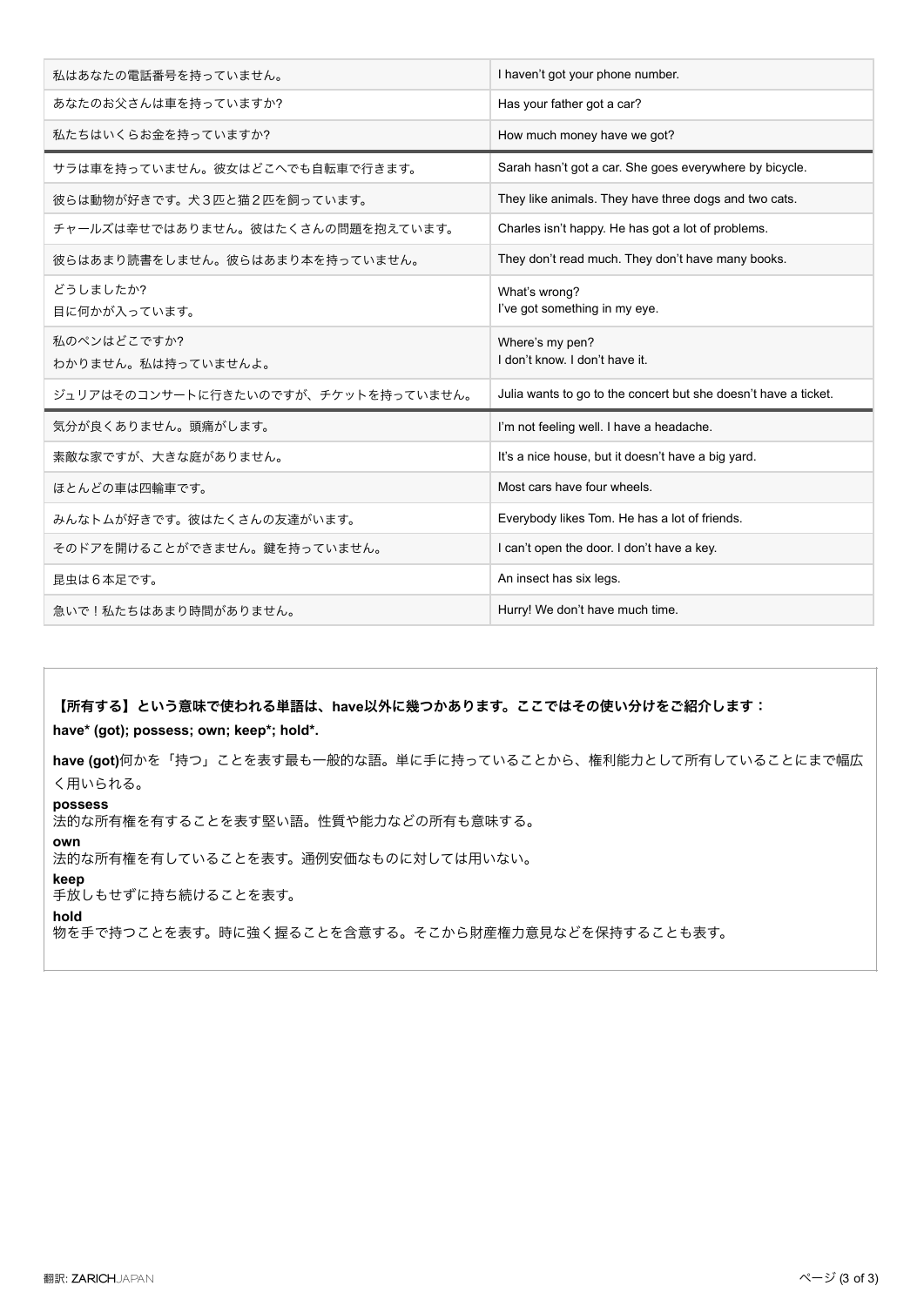| | |
|---|---|
| 私はあなたの電話番号を持っていません。 | I haven't got your phone number. |
| あなたのお父さんは車を持っていますか? | Has your father got a car? |
| 私たちはいくらお金を持っていますか? | How much money have we got? |
| サラは車を持っていません。彼女はどこへでも自転車で行きます。 | Sarah hasn't got a car. She goes everywhere by bicycle. |
| 彼らは動物が好きです。犬３匹と猫２匹を飼っています。 | They like animals. They have three dogs and two cats. |
| チャールズは幸せではありません。彼はたくさんの問題を抱えています。 | Charles isn't happy. He has got a lot of problems. |
| 彼らはあまり読書をしません。彼らはあまり本を持っていません。 | They don't read much. They don't have many books. |
| どうしましたか?<br>目に何かが入っています。 | What's wrong?<br>I've got something in my eye. |
| 私のペンはどこですか?<br>わかりません。私は持っていませんよ。 | Where's my pen?<br>I don't know. I don't have it. |
| ジュリアはそのコンサートに行きたいのですが、チケットを持っていません。 | Julia wants to go to the concert but she doesn't have a ticket. |
| 気分が良くありません。頭痛がします。 | I'm not feeling well. I have a headache. |
| 素敵な家ですが、大きな庭がありません。 | It's a nice house, but it doesn't have a big yard. |
| ほとんどの車は四輪車です。 | Most cars have four wheels. |
| みんなトムが好きです。彼はたくさんの友達がいます。 | Everybody likes Tom. He has a lot of friends. |
| そのドアを開けることができません。鍵を持っていません。 | I can't open the door. I don't have a key. |
| 昆虫は６本足です。 | An insect has six legs. |
| 急いで！私たちはあまり時間がありません。 | Hurry! We don't have much time. |

**【所有する】という意味で使われる単語は、have以外に幾つかあります。ここではその使い分けをご紹介します：**

**have* (got); possess; own; keep*; hold*.**

**have (got)**何かを「持つ」ことを表す最も一般的な語。単に手に持っていることから、権利能力として所有していることにまで幅広く用いられる。

**possess**
法的な所有権を有することを表す堅い語。性質や能力などの所有も意味する。

**own**
法的な所有権を有していることを表す。通例安価なものに対しては用いない。

**keep**
手放しもせずに持ち続けることを表す。

**hold**
物を手で持つことを表す。時に強く握ることを含意する。そこから財産権力意見などを保持することも表す。

翻訳: ZARICHJAPAN